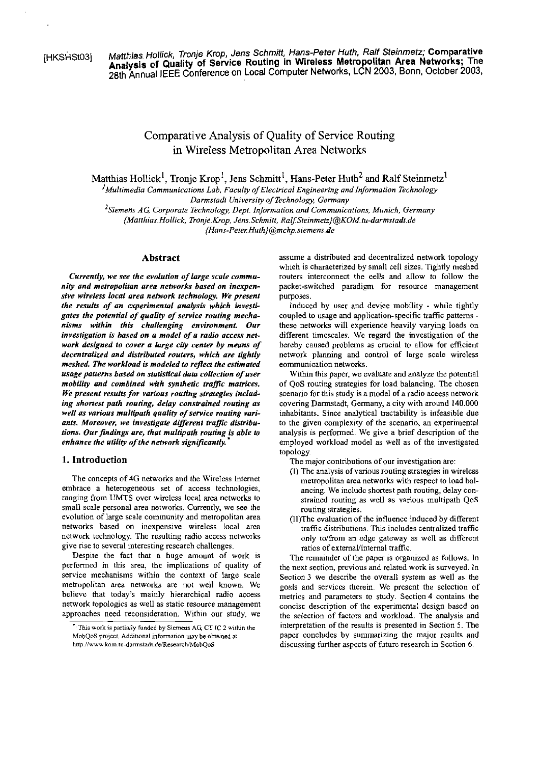[HKSHSt03] Matthias Hollick, Tronje Krop, Jens Schmitt, Hans-Peter Huth, Ralf Steinmetz; **Comparative Analysis of Quality of Service Routing in Wireless Metropolitan Area Networks;** The 28th Annual IEEE Conference on Local Computer Networks, LCN 2003, Bonn, October 2003,

# Comparative Analysis of Quality of Service Routing in Wireless Metropolitan Area Networks

Matthias Hollick[1], Tronje Krop[1], Jens Schmitt[1], Hans-Peter Huth[2] and Ralf Steinmetz[1]

[1] *Multimedia Communications Lab, Faculty of Electrical Engineering and Information Technology Darmstadt University of Technology, Germany*

[2] *Siemens AG, Corporate Technology, Dept. Information and Communications, Munich, Germany*

*{Matthias.Hollick, Tronje.Krop, Jens.Schmitt, Ralf.Steinmetz}@KOM.tu-darmstadt.de*

*{Hans-Peter.Huth}@mchp.siemens.de*

## Abstract

***Currently, we see the evolution of large scale community and metropolitan area networks based on inexpensive wireless local area network technology. We present the results of an experimental analysis which investigates the potential of quality of service routing mechanisms within this challenging environment. Our investigation is based on a model of a radio access network designed to cover a large city center by means of decentralized and distributed routers, which are tightly meshed. The workload is modeled to reflect the estimated usage patterns based on statistical data collection of user mobility and combined with synthetic traffic matrices. We present results for various routing strategies including shortest path routing, delay constrained routing as well as various multipath quality of service routing variants. Moreover, we investigate different traffic distributions. Our findings are, that multipath routing is able to enhance the utility of the network significantly.*** *

## 1. Introduction

The concepts of 4G networks and the Wireless Internet embrace a heterogeneous set of access technologies, ranging from UMTS over wireless local area networks to small scale personal area networks. Currently, we see the evolution of large scale community and metropolitan area networks based on inexpensive wireless local area network technology. The resulting radio access networks give rise to several interesting research challenges.

Despite the fact that a huge amount of work is performed in this area, the implications of quality of service mechanisms within the context of large scale metropolitan area networks are not well known. We believe that today's mainly hierarchical radio access network topologies as well as static resource management approaches need reconsideration. Within our study, we assume a distributed and decentralized network topology which is characterized by small cell sizes. Tightly meshed routers interconnect the cells and allow to follow the packet-switched paradigm for resource management purposes.

Induced by user and device mobility - while tightly coupled to usage and application-specific traffic patterns - these networks will experience heavily varying loads on different timescales. We regard the investigation of the hereby caused problems as crucial to allow for efficient network planning and control of large scale wireless communication networks.

Within this paper, we evaluate and analyze the potential of QoS routing strategies for load balancing. The chosen scenario for this study is a model of a radio access network covering Darmstadt, Germany, a city with around 140.000 inhabitants. Since analytical tractability is infeasible due to the given complexity of the scenario, an experimental analysis is performed. We give a brief description of the employed workload model as well as of the investigated topology.

The major contributions of our investigation are:

(I) The analysis of various routing strategies in wireless metropolitan area networks with respect to load balancing. We include shortest path routing, delay constrained routing as well as various multipath QoS routing strategies.

(II) The evaluation of the influence induced by different traffic distributions. This includes centralized traffic only to/from an edge gateway as well as different ratios of external/internal traffic.

The remainder of the paper is organized as follows. In the next section, previous and related work is surveyed. In Section 3 we describe the overall system as well as the goals and services therein. We present the selection of metrics and parameters to study. Section 4 contains the concise description of the experimental design based on the selection of factors and workload. The analysis and interpretation of the results is presented in Section 5. The paper concludes by summarizing the major results and discussing further aspects of future research in Section 6.

* This work is partially funded by Siemens AG, CT IC 2 within the MobQoS project. Additional information may be obtained at http://www.kom.tu-darmstadt.de/Research/MobQoS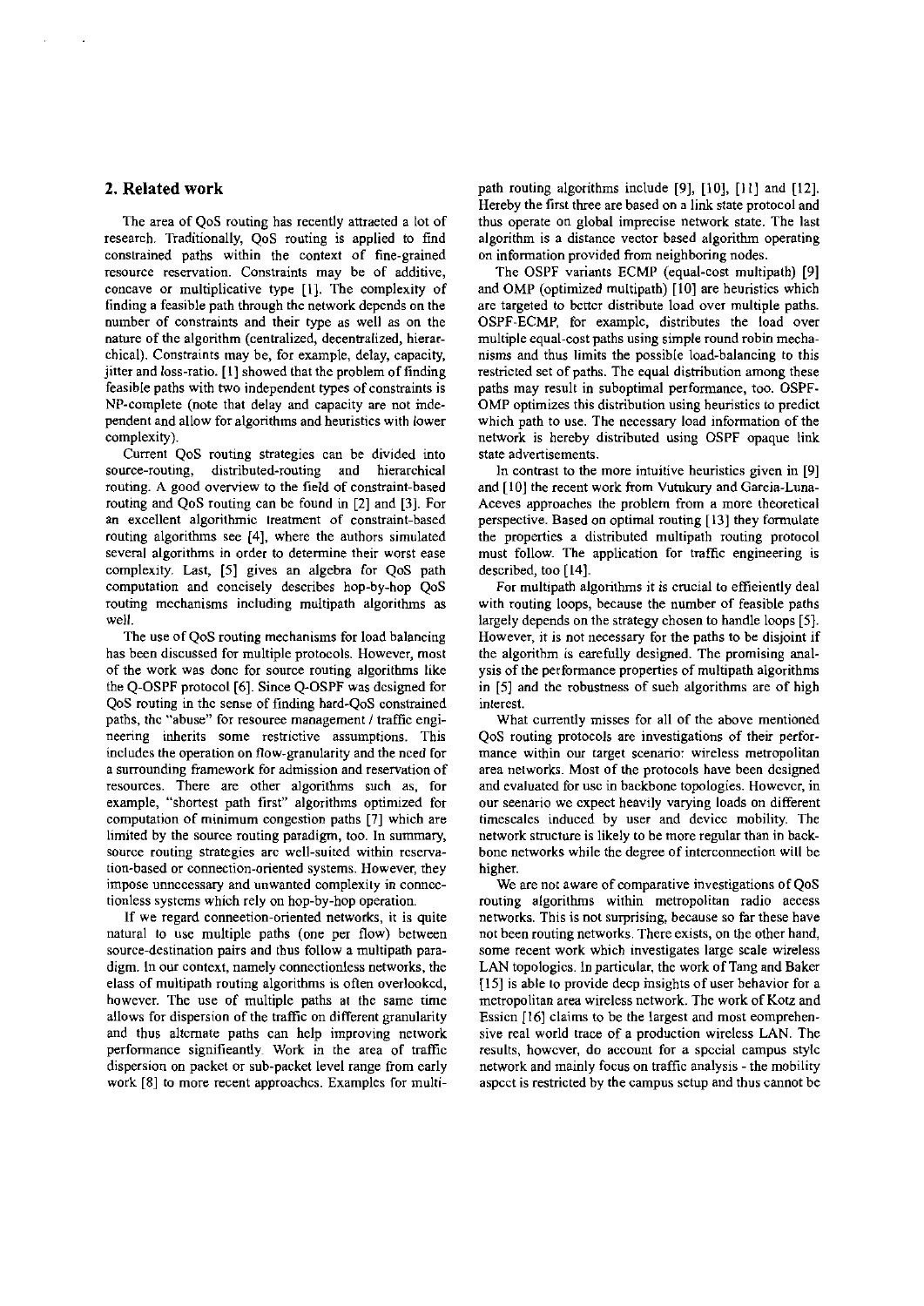## 2. Related work

The area of QoS routing has recently attracted a lot of research. Traditionally, QoS routing is applied to find constrained paths within the context of fine-grained resource reservation. Constraints may be of additive, concave or multiplicative type [1]. The complexity of finding a feasible path through the network depends on the number of constraints and their type as well as on the nature of the algorithm (centralized, decentralized, hierarchical). Constraints may be, for example, delay, capacity, jitter and loss-ratio. [1] showed that the problem of finding feasible paths with two independent types of constraints is NP-complete (note that delay and capacity are not independent and allow for algorithms and heuristics with lower complexity).

Current QoS routing strategies can be divided into source-routing, distributed-routing and hierarchical routing. A good overview to the field of constraint-based routing and QoS routing can be found in [2] and [3]. For an excellent algorithmic treatment of constraint-based routing algorithms see [4], where the authors simulated several algorithms in order to determine their worst case complexity. Last, [5] gives an algebra for QoS path computation and concisely describes hop-by-hop QoS routing mechanisms including multipath algorithms as well.

The use of QoS routing mechanisms for load balancing has been discussed for multiple protocols. However, most of the work was done for source routing algorithms like the Q-OSPF protocol [6]. Since Q-OSPF was designed for QoS routing in the sense of finding hard-QoS constrained paths, the "abuse" for resource management / traffic engineering inherits some restrictive assumptions. This includes the operation on flow-granularity and the need for a surrounding framework for admission and reservation of resources. There are other algorithms such as, for example, "shortest path first" algorithms optimized for computation of minimum congestion paths [7] which are limited by the source routing paradigm, too. In summary, source routing strategies are well-suited within reservation-based or connection-oriented systems. However, they impose unnecessary and unwanted complexity in connectionless systems which rely on hop-by-hop operation.

If we regard connection-oriented networks, it is quite natural to use multiple paths (one per flow) between source-destination pairs and thus follow a multipath paradigm. In our context, namely connectionless networks, the class of multipath routing algorithms is often overlooked, however. The use of multiple paths at the same time allows for dispersion of the traffic on different granularity and thus alternate paths can help improving network performance significantly. Work in the area of traffic dispersion on packet or sub-packet level range from early work [8] to more recent approaches. Examples for multipath routing algorithms include [9], [10], [11] and [12]. Hereby the first three are based on a link state protocol and thus operate on global imprecise network state. The last algorithm is a distance vector based algorithm operating on information provided from neighboring nodes.

The OSPF variants ECMP (equal-cost multipath) [9] and OMP (optimized multipath) [10] are heuristics which are targeted to better distribute load over multiple paths. OSPF-ECMP, for example, distributes the load over multiple equal-cost paths using simple round robin mechanisms and thus limits the possible load-balancing to this restricted set of paths. The equal distribution among these paths may result in suboptimal performance, too. OSPF-OMP optimizes this distribution using heuristics to predict which path to use. The necessary load information of the network is hereby distributed using OSPF opaque link state advertisements.

In contrast to the more intuitive heuristics given in [9] and [10] the recent work from Vutukury and Garcia-Luna-Aceves approaches the problem from a more theoretical perspective. Based on optimal routing [13] they formulate the properties a distributed multipath routing protocol must follow. The application for traffic engineering is described, too [14].

For multipath algorithms it is crucial to efficiently deal with routing loops, because the number of feasible paths largely depends on the strategy chosen to handle loops [5]. However, it is not necessary for the paths to be disjoint if the algorithm is carefully designed. The promising analysis of the performance properties of multipath algorithms in [5] and the robustness of such algorithms are of high interest.

What currently misses for all of the above mentioned QoS routing protocols are investigations of their performance within our target scenario: wireless metropolitan area networks. Most of the protocols have been designed and evaluated for use in backbone topologies. However, in our scenario we expect heavily varying loads on different timescales induced by user and device mobility. The network structure is likely to be more regular than in backbone networks while the degree of interconnection will be higher.

We are not aware of comparative investigations of QoS routing algorithms within metropolitan radio access networks. This is not surprising, because so far these have not been routing networks. There exists, on the other hand, some recent work which investigates large scale wireless LAN topologies. In particular, the work of Tang and Baker [15] is able to provide deep insights of user behavior for a metropolitan area wireless network. The work of Kotz and Essien [16] claims to be the largest and most comprehensive real world trace of a production wireless LAN. The results, however, do account for a special campus style network and mainly focus on traffic analysis - the mobility aspect is restricted by the campus setup and thus cannot be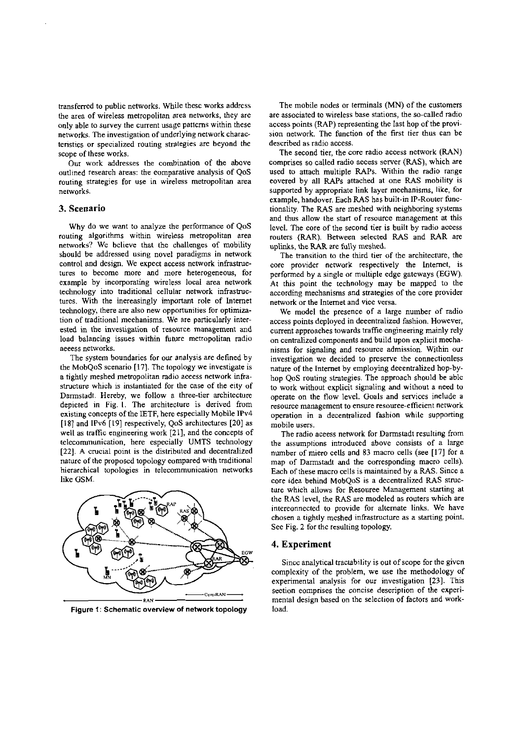transferred to public networks. While these works address the area of wireless metropolitan area networks, they are only able to survey the current usage patterns within these networks. The investigation of underlying network characteristics or specialized routing strategies are beyond the scope of these works.

Our work addresses the combination of the above outlined research areas: the comparative analysis of QoS routing strategies for use in wireless metropolitan area networks.

## 3. Scenario

Why do we want to analyze the performance of QoS routing algorithms within wireless metropolitan area networks? We believe that the challenges of mobility should be addressed using novel paradigms in network control and design. We expect access network infrastructures to become more and more heterogeneous, for example by incorporating wireless local area network technology into traditional cellular network infrastructures. With the increasingly important role of Internet technology, there are also new opportunities for optimization of traditional mechanisms. We are particularly interested in the investigation of resource management and load balancing issues within future metropolitan radio access networks.

The system boundaries for our analysis are defined by the MobQoS scenario [17]. The topology we investigate is a tightly meshed metropolitan radio access network infrastructure which is instantiated for the case of the city of Darmstadt. Hereby, we follow a three-tier architecture depicted in Fig. 1. The architecture is derived from existing concepts of the IETF, here especially Mobile IPv4 [18] and IPv6 [19] respectively, QoS architectures [20] as well as traffic engineering work [21], and the concepts of telecommunication, here especially UMTS technology [22]. A crucial point is the distributed and decentralized nature of the proposed topology compared with traditional hierarchical topologies in telecommunication networks like GSM.

RAP
RAS
EGW
RAR
MN
Core-RAN
RAN

**Figure 1: Schematic overview of network topology**

The mobile nodes or terminals (MN) of the customers are associated to wireless base stations, the so-called radio access points (RAP) representing the last hop of the provision network. The function of the first tier thus can be described as radio access.

The second tier, the core radio access network (RAN) comprises so called radio access server (RAS), which are used to attach multiple RAPs. Within the radio range covered by all RAPs attached at one RAS mobility is supported by appropriate link layer mechanisms, like, for example, handover. Each RAS has built-in IP-Router functionality. The RAS are meshed with neighboring systems and thus allow the start of resource management at this level. The core of the second tier is built by radio access routers (RAR). Between selected RAS and RAR are uplinks, the RAR are fully meshed.

The transition to the third tier of the architecture, the core provider network respectively the Internet, is performed by a single or multiple edge gateways (EGW). At this point the technology may be mapped to the according mechanisms and strategies of the core provider network or the Internet and vice versa.

We model the presence of a large number of radio access points deployed in decentralized fashion. However, current approaches towards traffic engineering mainly rely on centralized components and build upon explicit mechanisms for signaling and resource admission. Within our investigation we decided to preserve the connectionless nature of the Internet by employing decentralized hop-by-hop QoS routing strategies. The approach should be able to work without explicit signaling and without a need to operate on the flow level. Goals and services include a resource management to ensure resource-efficient network operation in a decentralized fashion while supporting mobile users.

The radio access network for Darmstadt resulting from the assumptions introduced above consists of a large number of micro cells and 83 macro cells (see [17] for a map of Darmstadt and the corresponding macro cells). Each of these macro cells is maintained by a RAS. Since a core idea behind MobQoS is a decentralized RAS structure which allows for Resource Management starting at the RAS level, the RAS are modeled as routers which are interconnected to provide for alternate links. We have chosen a tightly meshed infrastructure as a starting point. See Fig. 2 for the resulting topology.

## 4. Experiment

Since analytical tractability is out of scope for the given complexity of the problem, we use the methodology of experimental analysis for our investigation [23]. This section comprises the concise description of the experimental design based on the selection of factors and workload.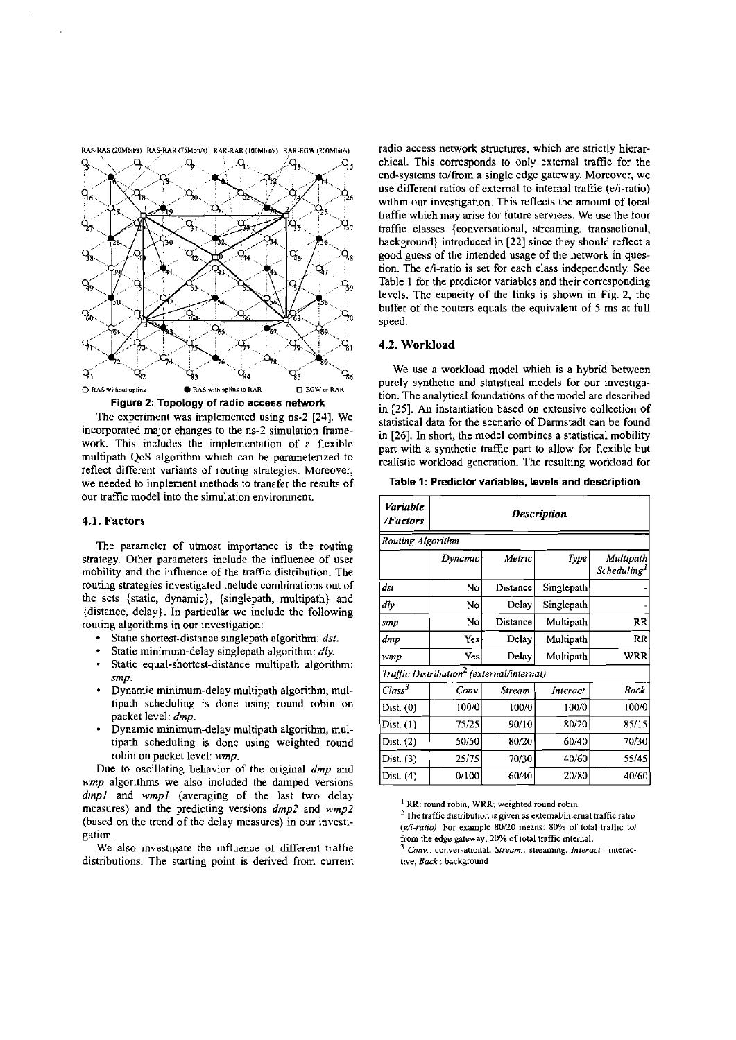RAS-RAS (20Mbit/s) RAS-RAR (75Mbit/s) RAR-RAR (100Mbit/s) RAR-EGW (200Mbit/s)

○ RAS without uplink ● RAS with uplink to RAR □ EGW or RAR

**Figure 2: Topology of radio access network**

The experiment was implemented using ns-2 [24]. We incorporated major changes to the ns-2 simulation framework. This includes the implementation of a flexible multipath QoS algorithm which can be parameterized to reflect different variants of routing strategies. Moreover, we needed to implement methods to transfer the results of our traffic model into the simulation environment.

### 4.1. Factors

The parameter of utmost importance is the routing strategy. Other parameters include the influence of user mobility and the influence of the traffic distribution. The routing strategies investigated include combinations out of the sets {static, dynamic}, {singlepath, multipath} and {distance, delay}. In particular we include the following routing algorithms in our investigation:

- Static shortest-distance singlepath algorithm: *dst*.
- Static minimum-delay singlepath algorithm: *dly*.
- Static equal-shortest-distance multipath algorithm: *smp*.
- Dynamic minimum-delay multipath algorithm, multipath scheduling is done using round robin on packet level: *dmp*.
- Dynamic minimum-delay multipath algorithm, multipath scheduling is done using weighted round robin on packet level: *wmp*.

Due to oscillating behavior of the original *dmp* and *wmp* algorithms we also included the damped versions *dmp1* and *wmp1* (averaging of the last two delay measures) and the predicting versions *dmp2* and *wmp2* (based on the trend of the delay measures) in our investigation.

We also investigate the influence of different traffic distributions. The starting point is derived from current radio access network structures, which are strictly hierarchical. This corresponds to only external traffic for the end-systems to/from a single edge gateway. Moreover, we use different ratios of external to internal traffic (e/i-ratio) within our investigation. This reflects the amount of local traffic which may arise for future services. We use the four traffic classes {conversational, streaming, transactional, background} introduced in [22] since they should reflect a good guess of the intended usage of the network in question. The e/i-ratio is set for each class independently. See Table 1 for the predictor variables and their corresponding levels. The capacity of the links is shown in Fig. 2, the buffer of the routers equals the equivalent of 5 ms at full speed.

### 4.2. Workload

We use a workload model which is a hybrid between purely synthetic and statistical models for our investigation. The analytical foundations of the model are described in [25]. An instantiation based on extensive collection of statistical data for the scenario of Darmstadt can be found in [26]. In short, the model combines a statistical mobility part with a synthetic traffic part to allow for flexible but realistic workload generation. The resulting workload for

**Table 1: Predictor variables, levels and description**

| *Variable /Factors* | *Description* | | | |
|---|---|---|---|---|
| *Routing Algorithm* | | | | |
| | *Dynamic* | *Metric* | *Type* | *Multipath Scheduling*[1] |
| *dst* | No | Distance | Singlepath | - |
| *dly* | No | Delay | Singlepath | - |
| *smp* | No | Distance | Multipath | RR |
| *dmp* | Yes | Delay | Multipath | RR |
| *wmp* | Yes | Delay | Multipath | WRR |
| *Traffic Distribution*[2] *(external/internal)* | | | | |
| *Class*[3] | *Conv.* | *Stream.* | *Interact.* | *Back.* |
| Dist. (0) | 100/0 | 100/0 | 100/0 | 100/0 |
| Dist. (1) | 75/25 | 90/10 | 80/20 | 85/15 |
| Dist. (2) | 50/50 | 80/20 | 60/40 | 70/30 |
| Dist. (3) | 25/75 | 70/30 | 40/60 | 55/45 |
| Dist. (4) | 0/100 | 60/40 | 20/80 | 40/60 |

[1] RR: round robin, WRR: weighted round robin

[2] The traffic distribution is given as external/internal traffic ratio (*e/i-ratio*). For example 80/20 means: 80% of total traffic to/from the edge gateway, 20% of total traffic internal.

[3] *Conv.*: conversational, *Stream.*: streaming, *Interact.*: interactive, *Back.*: background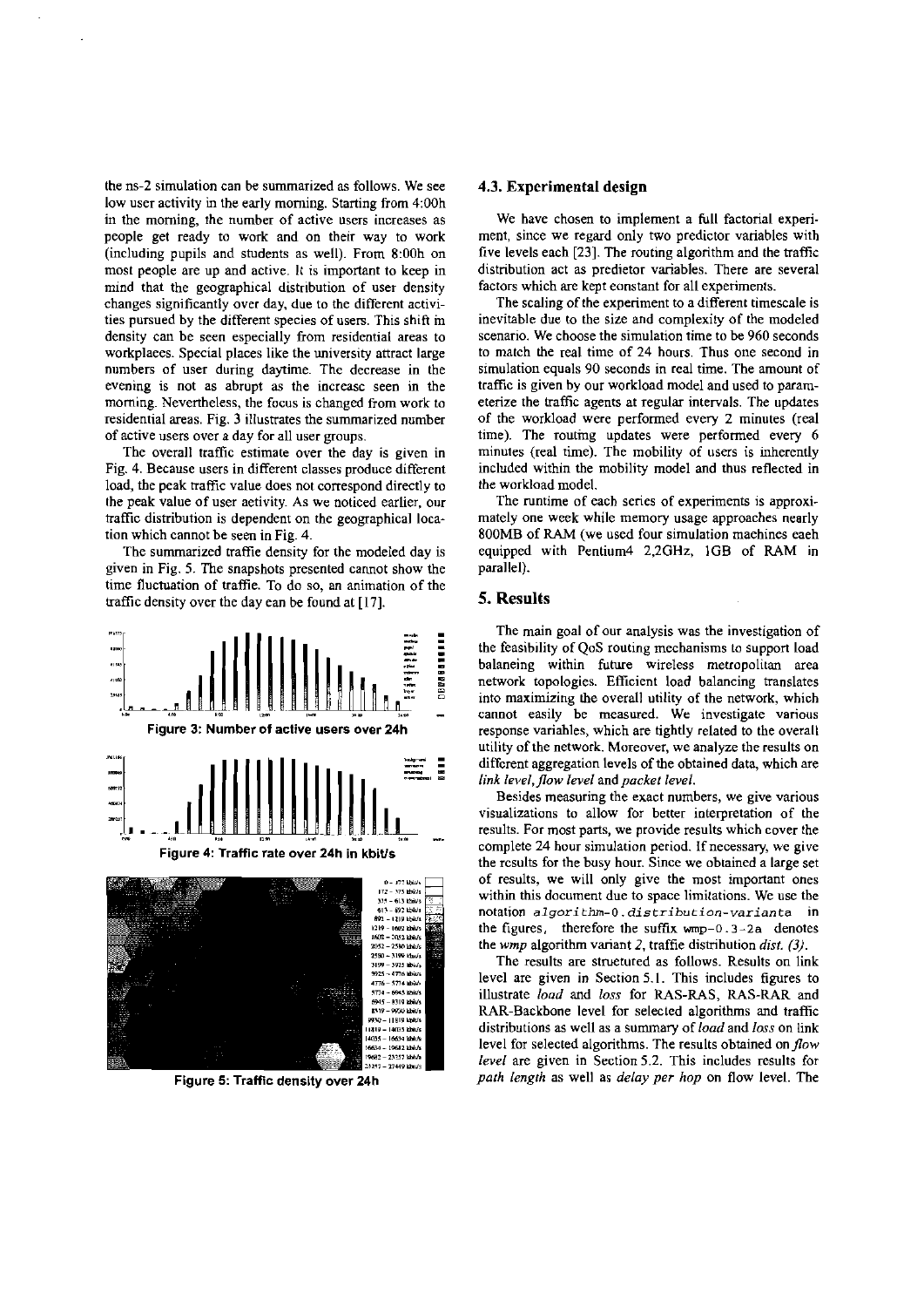the ns-2 simulation can be summarized as follows. We see low user activity in the early morning. Starting from 4:00h in the morning, the number of active users increases as people get ready to work and on their way to work (including pupils and students as well). From 8:00h on most people are up and active. It is important to keep in mind that the geographical distribution of user density changes significantly over day, due to the different activities pursued by the different species of users. This shift in density can be seen especially from residential areas to workplaces. Special places like the university attract large numbers of user during daytime. The decrease in the evening is not as abrupt as the increase seen in the morning. Nevertheless, the focus is changed from work to residential areas. Fig. 3 illustrates the summarized number of active users over a day for all user groups.

The overall traffic estimate over the day is given in Fig. 4. Because users in different classes produce different load, the peak traffic value does not correspond directly to the peak value of user activity. As we noticed earlier, our traffic distribution is dependent on the geographical location which cannot be seen in Fig. 4.

The summarized traffic density for the modeled day is given in Fig. 5. The snapshots presented cannot show the time fluctuation of traffic. To do so, an animation of the traffic density over the day can be found at [17].

**Figure 3: Number of active users over 24h**

**Figure 4: Traffic rate over 24h in kbit/s**

**Figure 5: Traffic density over 24h**

### 4.3. Experimental design

We have chosen to implement a full factorial experiment, since we regard only two predictor variables with five levels each [23]. The routing algorithm and the traffic distribution act as predictor variables. There are several factors which are kept constant for all experiments.

The scaling of the experiment to a different timescale is inevitable due to the size and complexity of the modeled scenario. We choose the simulation time to be 960 seconds to match the real time of 24 hours. Thus one second in simulation equals 90 seconds in real time. The amount of traffic is given by our workload model and used to parameterize the traffic agents at regular intervals. The updates of the workload were performed every 2 minutes (real time). The routing updates were performed every 6 minutes (real time). The mobility of users is inherently included within the mobility model and thus reflected in the workload model.

The runtime of each series of experiments is approximately one week while memory usage approaches nearly 800MB of RAM (we used four simulation machines each equipped with Pentium4 2,2GHz, 1GB of RAM in parallel).

## 5. Results

The main goal of our analysis was the investigation of the feasibility of QoS routing mechanisms to support load balancing within future wireless metropolitan area network topologies. Efficient load balancing translates into maximizing the overall utility of the network, which cannot easily be measured. We investigate various response variables, which are tightly related to the overall utility of the network. Moreover, we analyze the results on different aggregation levels of the obtained data, which are *link level*, *flow level* and *packet level*.

Besides measuring the exact numbers, we give various visualizations to allow for better interpretation of the results. For most parts, we provide results which cover the complete 24 hour simulation period. If necessary, we give the results for the busy hour. Since we obtained a large set of results, we will only give the most important ones within this document due to space limitations. We use the notation *algorithm-0.distribution-varianta* in the figures, therefore the suffix wmp-0.3-2a denotes the *wmp* algorithm variant *2*, traffic distribution *dist. (3)*.

The results are structured as follows. Results on link level are given in Section 5.1. This includes figures to illustrate *load* and *loss* for RAS-RAS, RAS-RAR and RAR-Backbone level for selected algorithms and traffic distributions as well as a summary of *load* and *loss* on link level for selected algorithms. The results obtained on *flow level* are given in Section 5.2. This includes results for *path length* as well as *delay per hop* on flow level. The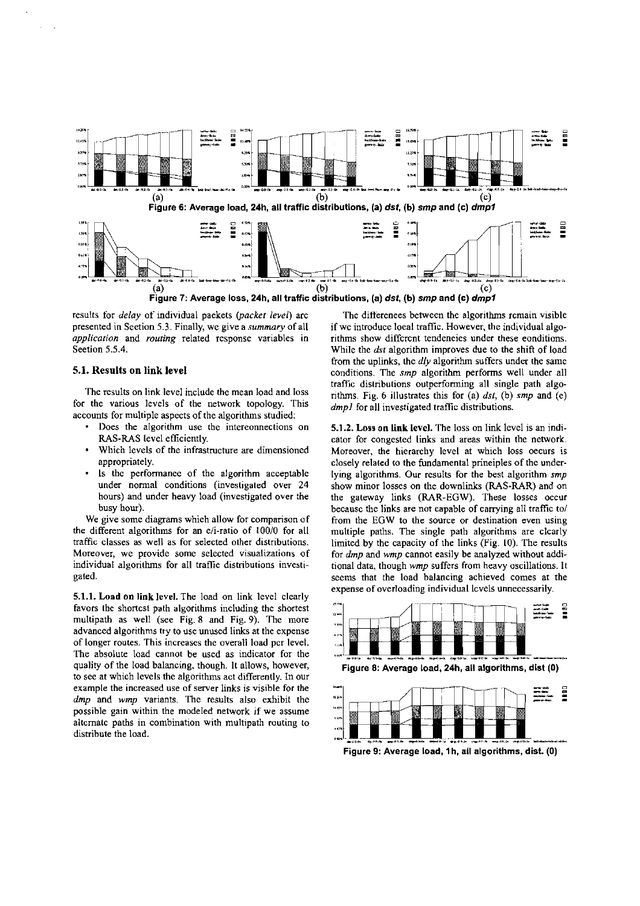**Figure 6: Average load, 24h, all traffic distributions, (a) *dst*, (b) *smp* and (c) *dmp1***

**Figure 7: Average loss, 24h, all traffic distributions, (a) *dst*, (b) *smp* and (c) *dmp1***

results for *delay* of individual packets (*packet level*) are presented in Section 5.3. Finally, we give a *summary* of all *application* and *routing* related response variables in Section 5.5.4.

### 5.1. Results on link level

The results on link level include the mean load and loss for the various levels of the network topology. This accounts for multiple aspects of the algorithms studied:

- Does the algorithm use the interconnections on RAS-RAS level efficiently.
- Which levels of the infrastructure are dimensioned appropriately.
- Is the performance of the algorithm acceptable under normal conditions (investigated over 24 hours) and under heavy load (investigated over the busy hour).

We give some diagrams which allow for comparison of the different algorithms for an e/i-ratio of 100/0 for all traffic classes as well as for selected other distributions. Moreover, we provide some selected visualizations of individual algorithms for all traffic distributions investigated.

**5.1.1. Load on link level.** The load on link level clearly favors the shortest path algorithms including the shortest multipath as well (see Fig. 8 and Fig. 9). The more advanced algorithms try to use unused links at the expense of longer routes. This increases the overall load per level. The absolute load cannot be used as indicator for the quality of the load balancing, though. It allows, however, to see at which levels the algorithms act differently. In our example the increased use of server links is visible for the *dmp* and *wmp* variants. The results also exhibit the possible gain within the modeled network if we assume alternate paths in combination with multipath routing to distribute the load.

The differences between the algorithms remain visible if we introduce local traffic. However, the individual algorithms show different tendencies under these conditions. While the *dst* algorithm improves due to the shift of load from the uplinks, the *dly* algorithm suffers under the same conditions. The *smp* algorithm performs well under all traffic distributions outperforming all single path algorithms. Fig. 6 illustrates this for (a) *dst*, (b) *smp* and (c) *dmp1* for all investigated traffic distributions.

**5.1.2. Loss on link level.** The loss on link level is an indicator for congested links and areas within the network. Moreover, the hierarchy level at which loss occurs is closely related to the fundamental principles of the underlying algorithms. Our results for the best algorithm *smp* show minor losses on the downlinks (RAS-RAR) and on the gateway links (RAR-EGW). These losses occur because the links are not capable of carrying all traffic to/from the EGW to the source or destination even using multiple paths. The single path algorithms are clearly limited by the capacity of the links (Fig. 10). The results for *dmp* and *wmp* cannot easily be analyzed without additional data, though *wmp* suffers from heavy oscillations. It seems that the load balancing achieved comes at the expense of overloading individual levels unnecessarily.

**Figure 8: Average load, 24h, all algorithms, dist (0)**

**Figure 9: Average load, 1h, all algorithms, dist. (0)**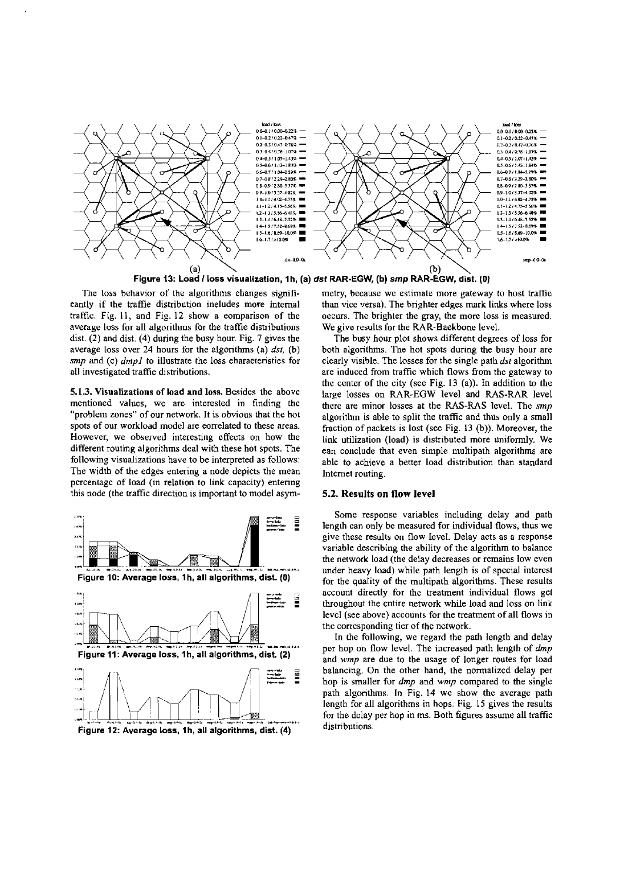load / loss
0.0–0.1 / 0.00–0.22%
0.1–0.2 / 0.22–0.47%
0.2–0.3 / 0.47–0.76%
0.3–0.4 / 0.76–1.07%
0.4–0.5 / 1.07–1.43%
0.5–0.6 / 1.43–1.84%
0.6–0.7 / 1.84–2.29%
0.7–0.8 / 2.29–2.80%
0.8–0.9 / 2.80–3.37%
0.9–1.0 / 3.37–4.02%
1.0–1.1 / 4.02–4.75%
1.1–1.2 / 4.75–5.56%
1.2–1.3 / 5.56–6.48%
1.3–1.4 / 6.48–7.52%
1.4–1.5 / 7.52–8.69%
1.5–1.6 / 8.69–10.0%
1.6–1.7 / >10.0%

(a) (b)

**Figure 13: Load / loss visualization, 1h, (a) *dst* RAR-EGW, (b) *smp* RAR-EGW, dist. (0)**

The loss behavior of the algorithms changes significantly if the traffic distribution includes more internal traffic. Fig. 11, and Fig. 12 show a comparison of the average loss for all algorithms for the traffic distributions dist. (2) and dist. (4) during the busy hour. Fig. 7 gives the average loss over 24 hours for the algorithms (a) *dst*, (b) *smp* and (c) *dmp1* to illustrate the loss characteristics for all investigated traffic distributions.

**5.1.3. Visualizations of load and loss.** Besides the above mentioned values, we are interested in finding the "problem zones" of our network. It is obvious that the hot spots of our workload model are correlated to these areas. However, we observed interesting effects on how the different routing algorithms deal with these hot spots. The following visualizations have to be interpreted as follows: The width of the edges entering a node depicts the mean percentage of load (in relation to link capacity) entering this node (the traffic direction is important to model asymmetry, because we estimate more gateway to host traffic than vice versa). The brighter edges mark links where loss occurs. The brighter the gray, the more loss is measured. We give results for the RAR-Backbone level.

**Figure 10: Average loss, 1h, all algorithms, dist. (0)**

**Figure 11: Average loss, 1h, all algorithms, dist. (2)**

**Figure 12: Average loss, 1h, all algorithms, dist. (4)**

The busy hour plot shows different degrees of loss for both algorithms. The hot spots during the busy hour are clearly visible. The losses for the single path *dst* algorithm are induced from traffic which flows from the gateway to the center of the city (see Fig. 13 (a)). In addition to the large losses on RAR-EGW level and RAS-RAR level there are minor losses at the RAS-RAS level. The *smp* algorithm is able to split the traffic and thus only a small fraction of packets is lost (see Fig. 13 (b)). Moreover, the link utilization (load) is distributed more uniformly. We can conclude that even simple multipath algorithms are able to achieve a better load distribution than standard Internet routing.

## 5.2. Results on flow level

Some response variables including delay and path length can only be measured for individual flows, thus we give these results on flow level. Delay acts as a response variable describing the ability of the algorithm to balance the network load (the delay decreases or remains low even under heavy load) while path length is of special interest for the quality of the multipath algorithms. These results account directly for the treatment individual flows get throughout the entire network while load and loss on link level (see above) accounts for the treatment of all flows in the corresponding tier of the network.

In the following, we regard the path length and delay per hop on flow level. The increased path length of *dmp* and *wmp* are due to the usage of longer routes for load balancing. On the other hand, the normalized delay per hop is smaller for *dmp* and *wmp* compared to the single path algorithms. In Fig. 14 we show the average path length for all algorithms in hops. Fig. 15 gives the results for the delay per hop in ms. Both figures assume all traffic distributions.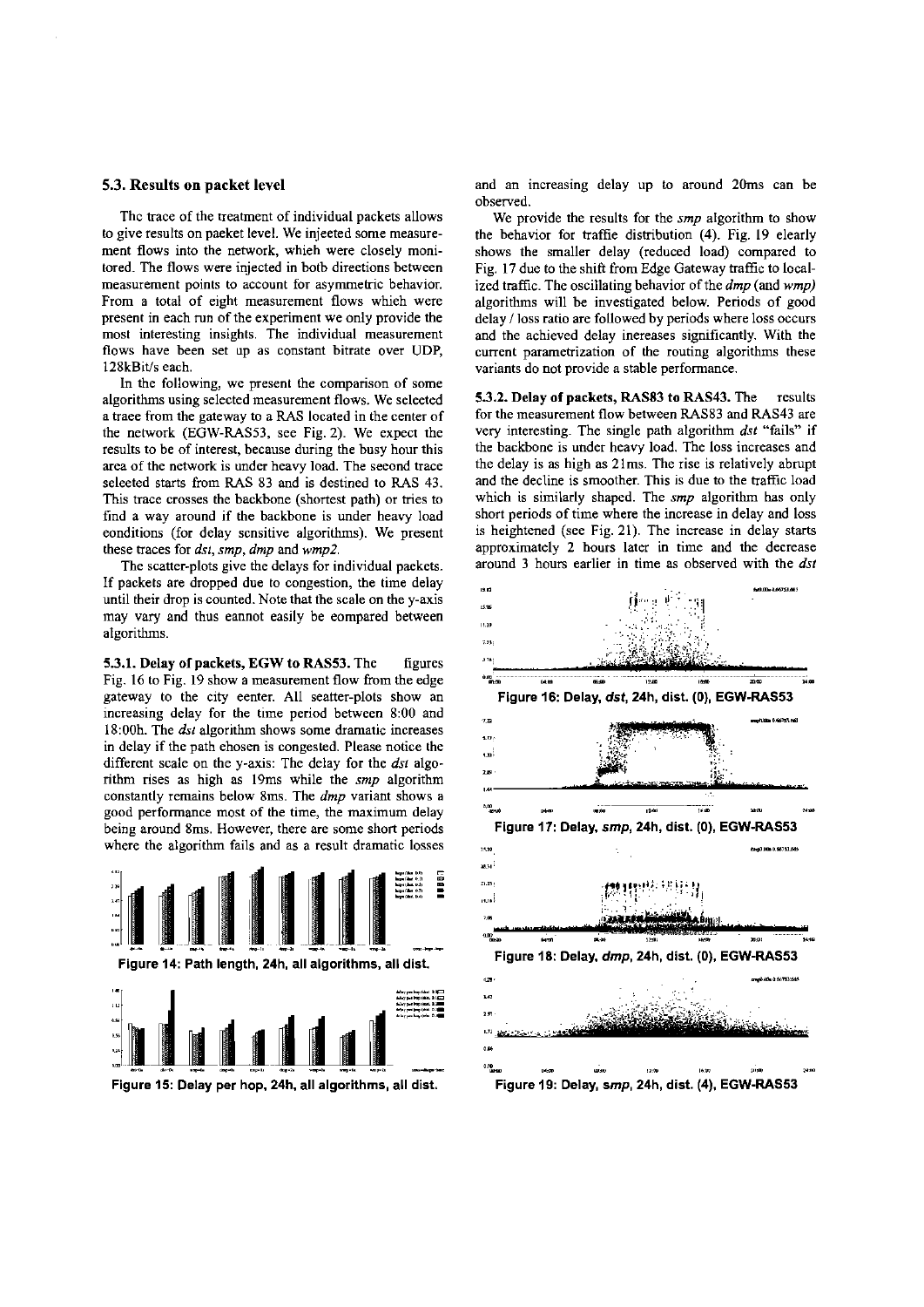### 5.3. Results on packet level

The trace of the treatment of individual packets allows to give results on packet level. We injected some measurement flows into the network, which were closely monitored. The flows were injected in both directions between measurement points to account for asymmetric behavior. From a total of eight measurement flows which were present in each run of the experiment we only provide the most interesting insights. The individual measurement flows have been set up as constant bitrate over UDP, 128kBit/s each.

In the following, we present the comparison of some algorithms using selected measurement flows. We selected a trace from the gateway to a RAS located in the center of the network (EGW-RAS53, see Fig. 2). We expect the results to be of interest, because during the busy hour this area of the network is under heavy load. The second trace selected starts from RAS 83 and is destined to RAS 43. This trace crosses the backbone (shortest path) or tries to find a way around if the backbone is under heavy load conditions (for delay sensitive algorithms). We present these traces for *dst*, *smp*, *dmp* and *wmp2*.

The scatter-plots give the delays for individual packets. If packets are dropped due to congestion, the time delay until their drop is counted. Note that the scale on the y-axis may vary and thus cannot easily be compared between algorithms.

**5.3.1. Delay of packets, EGW to RAS53.** The figures Fig. 16 to Fig. 19 show a measurement flow from the edge gateway to the city center. All scatter-plots show an increasing delay for the time period between 8:00 and 18:00h. The *dst* algorithm shows some dramatic increases in delay if the path chosen is congested. Please notice the different scale on the y-axis: The delay for the *dst* algorithm rises as high as 19ms while the *smp* algorithm constantly remains below 8ms. The *dmp* variant shows a good performance most of the time, the maximum delay being around 8ms. However, there are some short periods where the algorithm fails and as a result dramatic losses

**Figure 14: Path length, 24h, all algorithms, all dist.**

**Figure 15: Delay per hop, 24h, all algorithms, all dist.**

and an increasing delay up to around 20ms can be observed.

We provide the results for the *smp* algorithm to show the behavior for traffic distribution (4). Fig. 19 clearly shows the smaller delay (reduced load) compared to Fig. 17 due to the shift from Edge Gateway traffic to localized traffic. The oscillating behavior of the *dmp* (and *wmp)* algorithms will be investigated below. Periods of good delay / loss ratio are followed by periods where loss occurs and the achieved delay increases significantly. With the current parametrization of the routing algorithms these variants do not provide a stable performance.

**5.3.2. Delay of packets, RAS83 to RAS43.** The results for the measurement flow between RAS83 and RAS43 are very interesting. The single path algorithm *dst* "fails" if the backbone is under heavy load. The loss increases and the delay is as high as 21ms. The rise is relatively abrupt and the decline is smoother. This is due to the traffic load which is similarly shaped. The *smp* algorithm has only short periods of time where the increase in delay and loss is heightened (see Fig. 21). The increase in delay starts approximately 2 hours later in time and the decrease around 3 hours earlier in time as observed with the *dst*

**Figure 16: Delay, *dst*, 24h, dist. (0), EGW-RAS53**

**Figure 17: Delay, *smp*, 24h, dist. (0), EGW-RAS53**

**Figure 18: Delay, *dmp*, 24h, dist. (0), EGW-RAS53**

**Figure 19: Delay, *smp*, 24h, dist. (4), EGW-RAS53**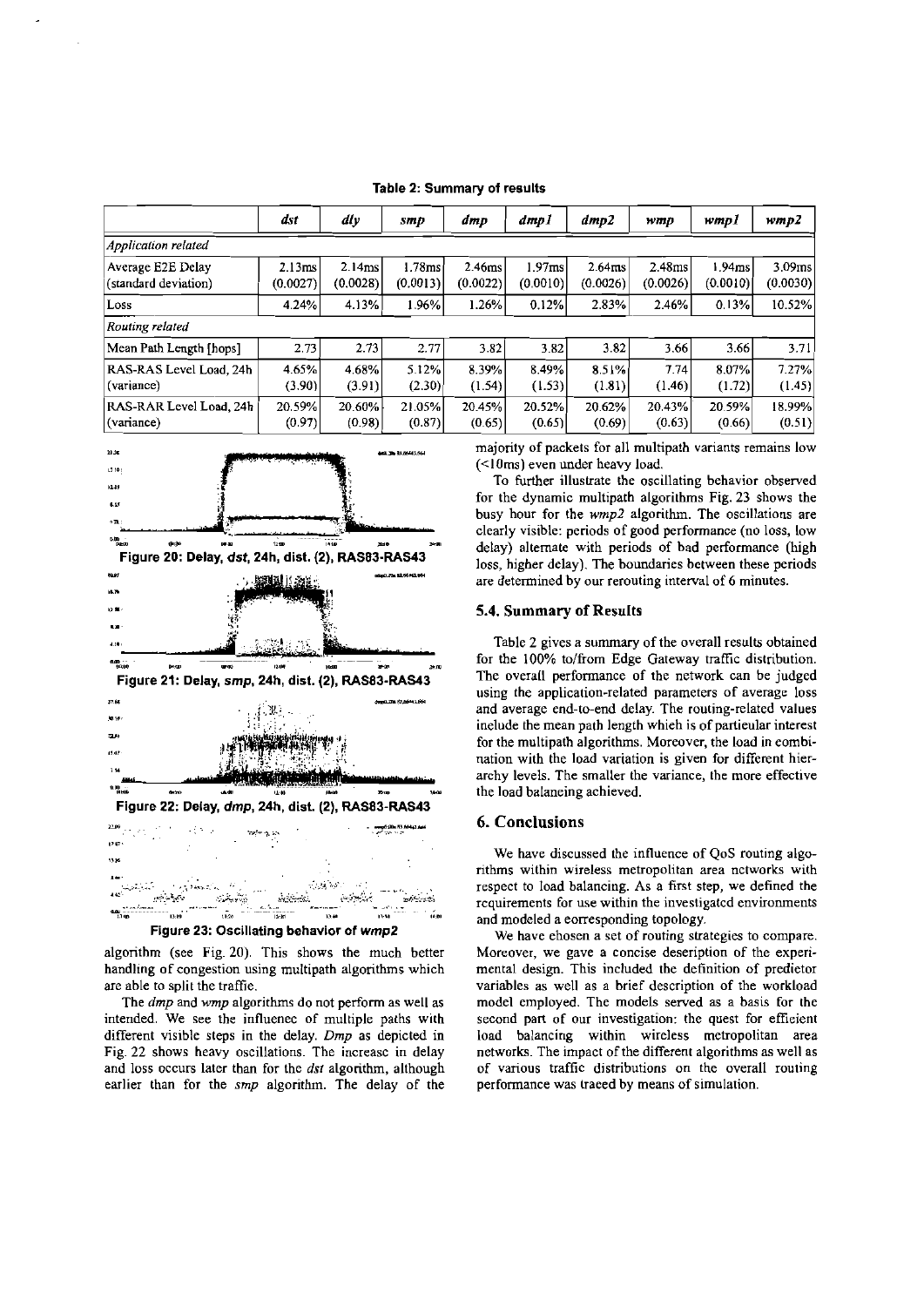**Table 2: Summary of results**

| | *dst* | *dly* | *smp* | *dmp* | *dmp1* | *dmp2* | *wmp* | *wmp1* | *wmp2* |
|---|---|---|---|---|---|---|---|---|---|
| *Application related* | | | | | | | | | |
| Average E2E Delay (standard deviation) | 2.13ms (0.0027) | 2.14ms (0.0028) | 1.78ms (0.0013) | 2.46ms (0.0022) | 1.97ms (0.0010) | 2.64ms (0.0026) | 2.48ms (0.0026) | 1.94ms (0.0010) | 3.09ms (0.0030) |
| Loss | 4.24% | 4.13% | 1.96% | 1.26% | 0.12% | 2.83% | 2.46% | 0.13% | 10.52% |
| *Routing related* | | | | | | | | | |
| Mean Path Length [hops] | 2.73 | 2.73 | 2.77 | 3.82 | 3.82 | 3.82 | 3.66 | 3.66 | 3.71 |
| RAS-RAS Level Load, 24h (variance) | 4.65% (3.90) | 4.68% (3.91) | 5.12% (2.30) | 8.39% (1.54) | 8.49% (1.53) | 8.51% (1.81) | 7.74 (1.46) | 8.07% (1.72) | 7.27% (1.45) |
| RAS-RAR Level Load, 24h (variance) | 20.59% (0.97) | 20.60% (0.98) | 21.05% (0.87) | 20.45% (0.65) | 20.52% (0.65) | 20.62% (0.69) | 20.43% (0.63) | 20.59% (0.66) | 18.99% (0.51) |

**Figure 20: Delay, *dst*, 24h, dist. (2), RAS83-RAS43**

**Figure 21: Delay, *smp*, 24h, dist. (2), RAS83-RAS43**

**Figure 22: Delay, *dmp*, 24h, dist. (2), RAS83-RAS43**

**Figure 23: Oscillating behavior of *wmp2***

algorithm (see Fig. 20). This shows the much better handling of congestion using multipath algorithms which are able to split the traffic.

The *dmp* and *wmp* algorithms do not perform as well as intended. We see the influence of multiple paths with different visible steps in the delay. *Dmp* as depicted in Fig. 22 shows heavy oscillations. The increase in delay and loss occurs later than for the *dst* algorithm, although earlier than for the *smp* algorithm. The delay of the majority of packets for all multipath variants remains low (<10ms) even under heavy load.

To further illustrate the oscillating behavior observed for the dynamic multipath algorithms Fig. 23 shows the busy hour for the *wmp2* algorithm. The oscillations are clearly visible: periods of good performance (no loss, low delay) alternate with periods of bad performance (high loss, higher delay). The boundaries between these periods are determined by our rerouting interval of 6 minutes.

### 5.4. Summary of Results

Table 2 gives a summary of the overall results obtained for the 100% to/from Edge Gateway traffic distribution. The overall performance of the network can be judged using the application-related parameters of average loss and average end-to-end delay. The routing-related values include the mean path length which is of particular interest for the multipath algorithms. Moreover, the load in combination with the load variation is given for different hierarchy levels. The smaller the variance, the more effective the load balancing achieved.

## 6. Conclusions

We have discussed the influence of QoS routing algorithms within wireless metropolitan area networks with respect to load balancing. As a first step, we defined the requirements for use within the investigated environments and modeled a corresponding topology.

We have chosen a set of routing strategies to compare. Moreover, we gave a concise description of the experimental design. This included the definition of predictor variables as well as a brief description of the workload model employed. The models served as a basis for the second part of our investigation: the quest for efficient load balancing within wireless metropolitan area networks. The impact of the different algorithms as well as of various traffic distributions on the overall routing performance was traced by means of simulation.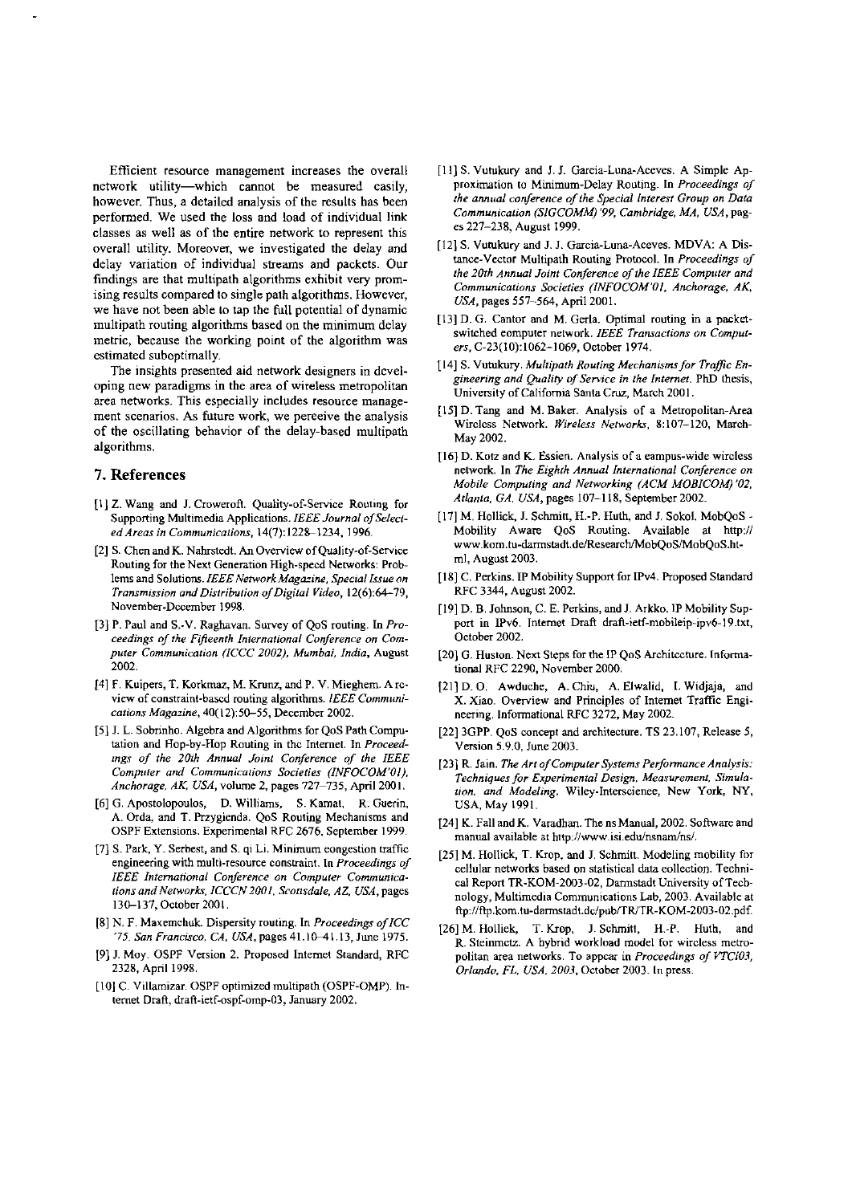Efficient resource management increases the overall network utility—which cannot be measured easily, however. Thus, a detailed analysis of the results has been performed. We used the loss and load of individual link classes as well as of the entire network to represent this overall utility. Moreover, we investigated the delay and delay variation of individual streams and packets. Our findings are that multipath algorithms exhibit very promising results compared to single path algorithms. However, we have not been able to tap the full potential of dynamic multipath routing algorithms based on the minimum delay metric, because the working point of the algorithm was estimated suboptimally.

The insights presented aid network designers in developing new paradigms in the area of wireless metropolitan area networks. This especially includes resource management scenarios. As future work, we perceive the analysis of the oscillating behavior of the delay-based multipath algorithms.

## 7. References

[1] Z. Wang and J. Crowcroft. Quality-of-Service Routing for Supporting Multimedia Applications. *IEEE Journal of Selected Areas in Communications*, 14(7):1228–1234, 1996.

[2] S. Chen and K. Nahrstedt. An Overview of Quality-of-Service Routing for the Next Generation High-speed Networks: Problems and Solutions. *IEEE Network Magazine, Special Issue on Transmission and Distribution of Digital Video*, 12(6):64–79, November-December 1998.

[3] P. Paul and S.-V. Raghavan. Survey of QoS routing. In *Proceedings of the Fifteenth International Conference on Computer Communication (ICCC 2002), Mumbai, India*, August 2002.

[4] F. Kuipers, T. Korkmaz, M. Krunz, and P. V. Mieghem. A review of constraint-based routing algorithms. *IEEE Communications Magazine*, 40(12):50–55, December 2002.

[5] J. L. Sobrinho. Algebra and Algorithms for QoS Path Computation and Hop-by-Hop Routing in the Internet. In *Proceedings of the 20th Annual Joint Conference of the IEEE Computer and Communications Societies (INFOCOM'01), Anchorage, AK, USA*, volume 2, pages 727–735, April 2001.

[6] G. Apostolopoulos, D. Williams, S. Kamat, R. Guerin, A. Orda, and T. Przygienda. QoS Routing Mechanisms and OSPF Extensions. Experimental RFC 2676, September 1999.

[7] S. Park, Y. Serbest, and S. qi Li. Minimum congestion traffic engineering with multi-resource constraint. In *Proceedings of IEEE International Conference on Computer Communications and Networks, ICCCN 2001, Scottsdale, AZ, USA*, pages 130–137, October 2001.

[8] N. F. Maxemchuk. Dispersity routing. In *Proceedings of ICC '75, San Francisco, CA, USA*, pages 41.10–41.13, June 1975.

[9] J. Moy. OSPF Version 2. Proposed Internet Standard, RFC 2328, April 1998.

[10] C. Villamizar. OSPF optimized multipath (OSPF-OMP). Internet Draft, draft-ietf-ospf-omp-03, January 2002.

[11] S. Vutukury and J. J. Garcia-Luna-Aceves. A Simple Approximation to Minimum-Delay Routing. In *Proceedings of the annual conference of the Special Interest Group on Data Communication (SIGCOMM) '99, Cambridge, MA, USA*, pages 227–238, August 1999.

[12] S. Vutukury and J. J. Garcia-Luna-Aceves. MDVA: A Distance-Vector Multipath Routing Protocol. In *Proceedings of the 20th Annual Joint Conference of the IEEE Computer and Communications Societies (INFOCOM'01, Anchorage, AK, USA*, pages 557–564, April 2001.

[13] D. G. Cantor and M. Gerla. Optimal routing in a packet-switched computer network. *IEEE Transactions on Computers*, C-23(10):1062–1069, October 1974.

[14] S. Vutukury. *Multipath Routing Mechanisms for Traffic Engineering and Quality of Service in the Internet*. PhD thesis, University of California Santa Cruz, March 2001.

[15] D. Tang and M. Baker. Analysis of a Metropolitan-Area Wireless Network. *Wireless Networks*, 8:107–120, March-May 2002.

[16] D. Kotz and K. Essien. Analysis of a campus-wide wireless network. In *The Eighth Annual International Conference on Mobile Computing and Networking (ACM MOBICOM)'02, Atlanta, GA, USA*, pages 107–118, September 2002.

[17] M. Hollick, J. Schmitt, H.-P. Huth, and J. Sokol. MobQoS - Mobility Aware QoS Routing. Available at http://www.kom.tu-darmstadt.de/Research/MobQoS/MobQoS.html, August 2003.

[18] C. Perkins. IP Mobility Support for IPv4. Proposed Standard RFC 3344, August 2002.

[19] D. B. Johnson, C. E. Perkins, and J. Arkko. IP Mobility Support in IPv6. Internet Draft draft-ietf-mobileip-ipv6-19.txt, October 2002.

[20] G. Huston. Next Steps for the IP QoS Architecture. Informational RFC 2290, November 2000.

[21] D. O. Awduche, A. Chiu, A. Elwalid, I. Widjaja, and X. Xiao. Overview and Principles of Internet Traffic Engineering. Informational RFC 3272, May 2002.

[22] 3GPP. QoS concept and architecture. TS 23.107, Release 5, Version 5.9.0, June 2003.

[23] R. Jain. *The Art of Computer Systems Performance Analysis: Techniques for Experimental Design, Measurement, Simulation, and Modeling*. Wiley-Interscience, New York, NY, USA, May 1991.

[24] K. Fall and K. Varadhan. The ns Manual, 2002. Software and manual available at http://www.isi.edu/nsnam/ns/.

[25] M. Hollick, T. Krop, and J. Schmitt. Modeling mobility for cellular networks based on statistical data collection. Technical Report TR-KOM-2003-02, Darmstadt University of Technology, Multimedia Communications Lab, 2003. Available at ftp://ftp.kom.tu-darmstadt.de/pub/TR/TR-KOM-2003-02.pdf.

[26] M. Hollick, T. Krop, J. Schmitt, H.-P. Huth, and R. Steinmetz. A hybrid workload model for wireless metropolitan area networks. To appear in *Proceedings of VTC'03, Orlando, FL, USA, 2003*, October 2003. In press.